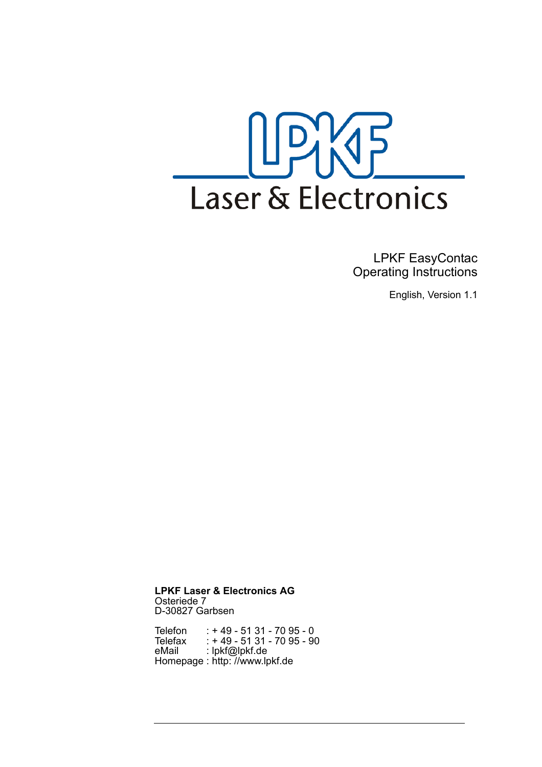LPKF

Laser & Electronics

# LPKF EasyContac
# Operating Instructions

English, Version 1.1

**LPKF Laser & Electronics AG**
Osteriede 7
D-30827 Garbsen

Telefon : + 49 - 51 31 - 70 95 - 0
Telefax : + 49 - 51 31 - 70 95 - 90
eMail : lpkf@lpkf.de
Homepage : http: //www.lpkf.de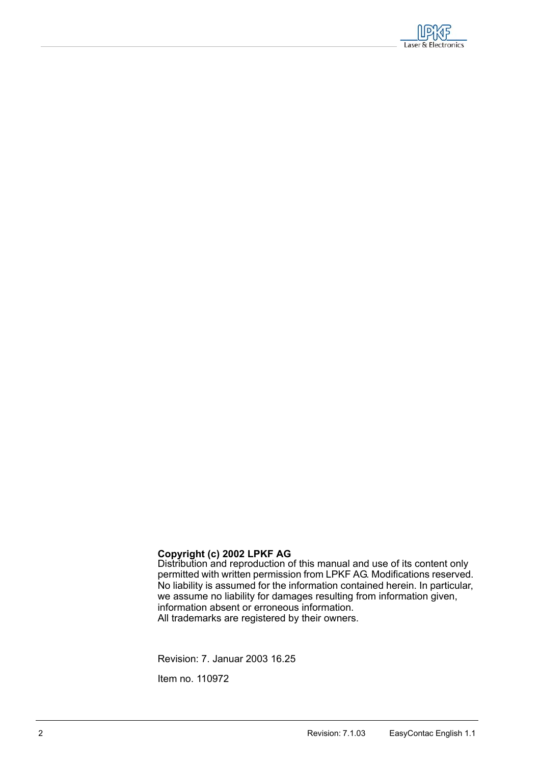**Copyright (c) 2002 LPKF AG**
Distribution and reproduction of this manual and use of its content only permitted with written permission from LPKF AG. Modifications reserved. No liability is assumed for the information contained herein. In particular, we assume no liability for damages resulting from information given, information absent or erroneous information.
All trademarks are registered by their owners.

Revision: 7. Januar 2003 16.25

Item no. 110972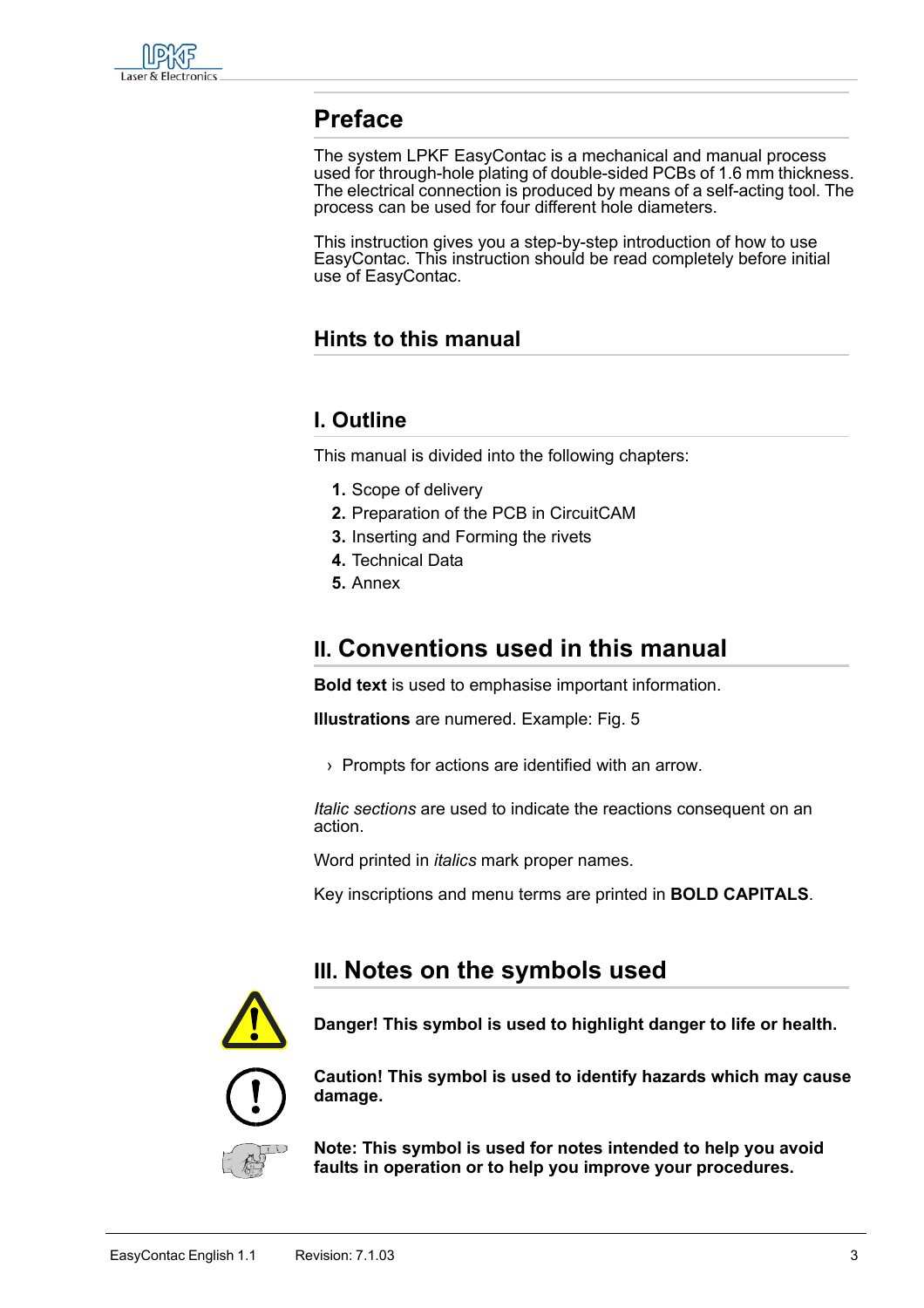# Preface

The system LPKF EasyContac is a mechanical and manual process used for through-hole plating of double-sided PCBs of 1.6 mm thickness. The electrical connection is produced by means of a self-acting tool. The process can be used for four different hole diameters.

This instruction gives you a step-by-step introduction of how to use EasyContac. This instruction should be read completely before initial use of EasyContac.

## Hints to this manual

## I. Outline

This manual is divided into the following chapters:

1. Scope of delivery
2. Preparation of the PCB in CircuitCAM
3. Inserting and Forming the rivets
4. Technical Data
5. Annex

## II. Conventions used in this manual

**Bold text** is used to emphasise important information.

**Illustrations** are numered. Example: Fig. 5

› Prompts for actions are identified with an arrow.

*Italic sections* are used to indicate the reactions consequent on an action.

Word printed in *italics* mark proper names.

Key inscriptions and menu terms are printed in **BOLD CAPITALS**.

## III. Notes on the symbols used

**Danger! This symbol is used to highlight danger to life or health.**

**Caution! This symbol is used to identify hazards which may cause damage.**

**Note: This symbol is used for notes intended to help you avoid faults in operation or to help you improve your procedures.**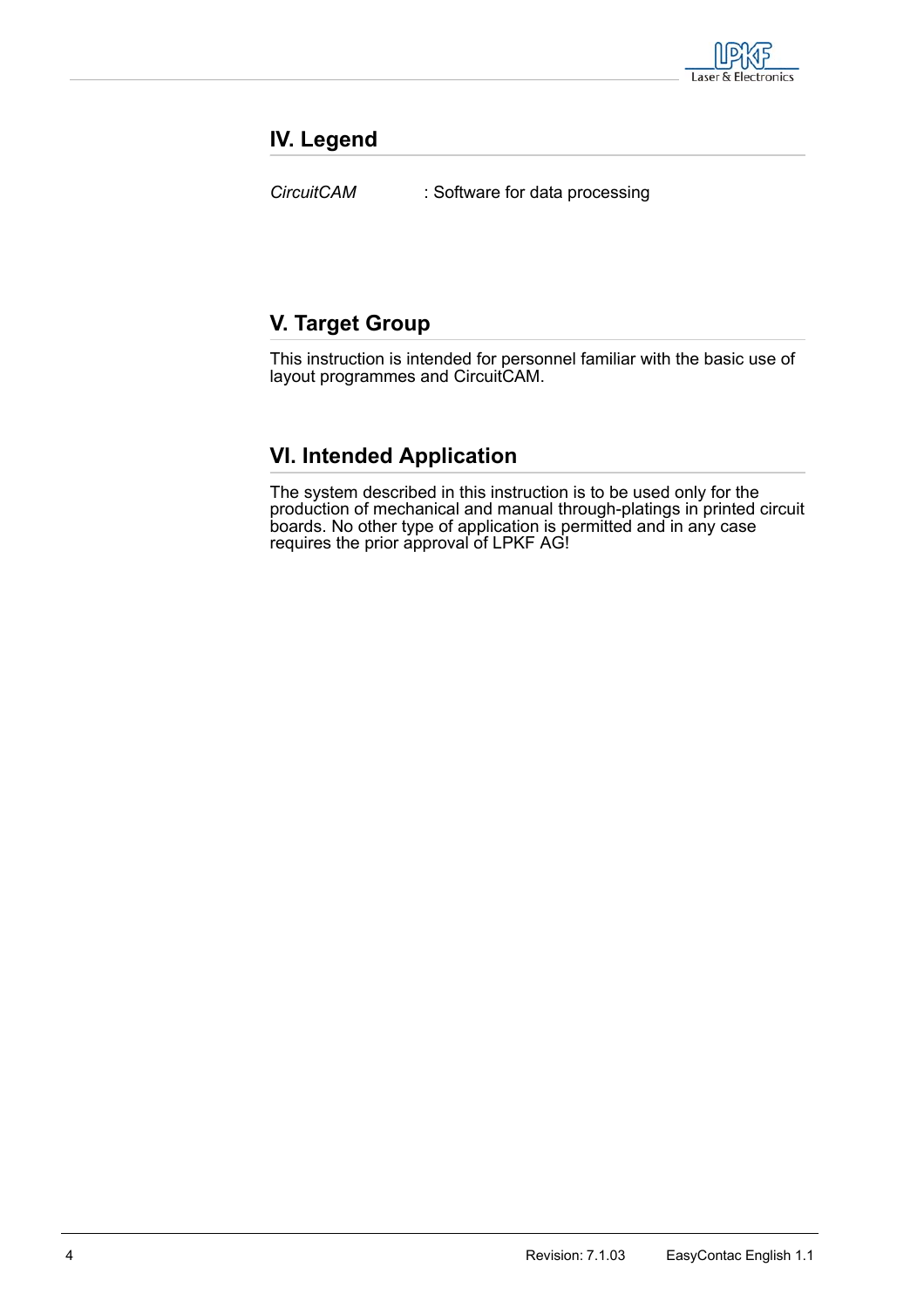## IV. Legend

*CircuitCAM* : Software for data processing

## V. Target Group

This instruction is intended for personnel familiar with the basic use of layout programmes and CircuitCAM.

## VI. Intended Application

The system described in this instruction is to be used only for the production of mechanical and manual through-platings in printed circuit boards. No other type of application is permitted and in any case requires the prior approval of LPKF AG!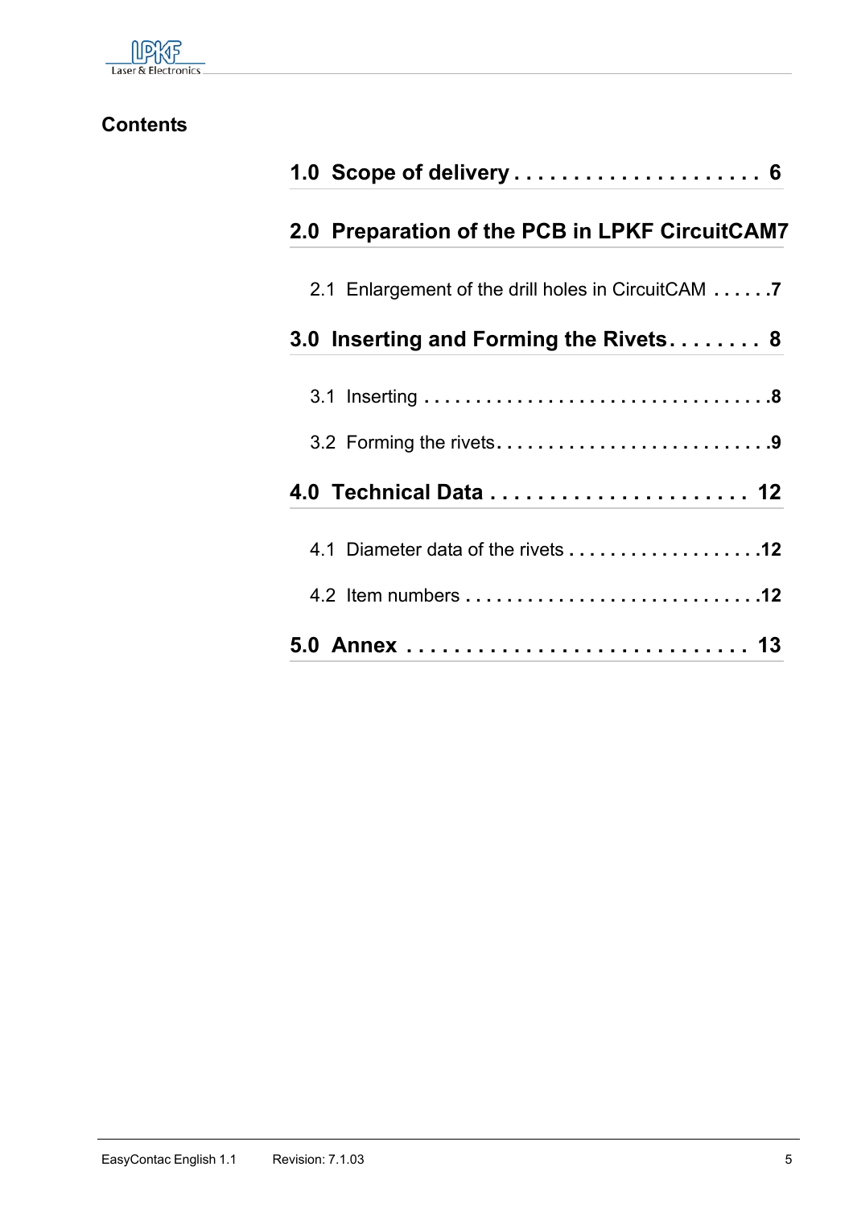## Contents

**1.0 Scope of delivery . . . . . . . . . . . . . . . . . . . . . 6**

**2.0 Preparation of the PCB in LPKF CircuitCAM7**

2.1 Enlargement of the drill holes in CircuitCAM . . . . . .7

**3.0 Inserting and Forming the Rivets. . . . . . . . 8**

3.1 Inserting . . . . . . . . . . . . . . . . . . . . . . . . . . . . . . . . .8

3.2 Forming the rivets. . . . . . . . . . . . . . . . . . . . . . . . . .9

**4.0 Technical Data . . . . . . . . . . . . . . . . . . . . . . 12**

4.1 Diameter data of the rivets . . . . . . . . . . . . . . . . . . .12

4.2 Item numbers . . . . . . . . . . . . . . . . . . . . . . . . . . . .12

**5.0 Annex . . . . . . . . . . . . . . . . . . . . . . . . . . . . 13**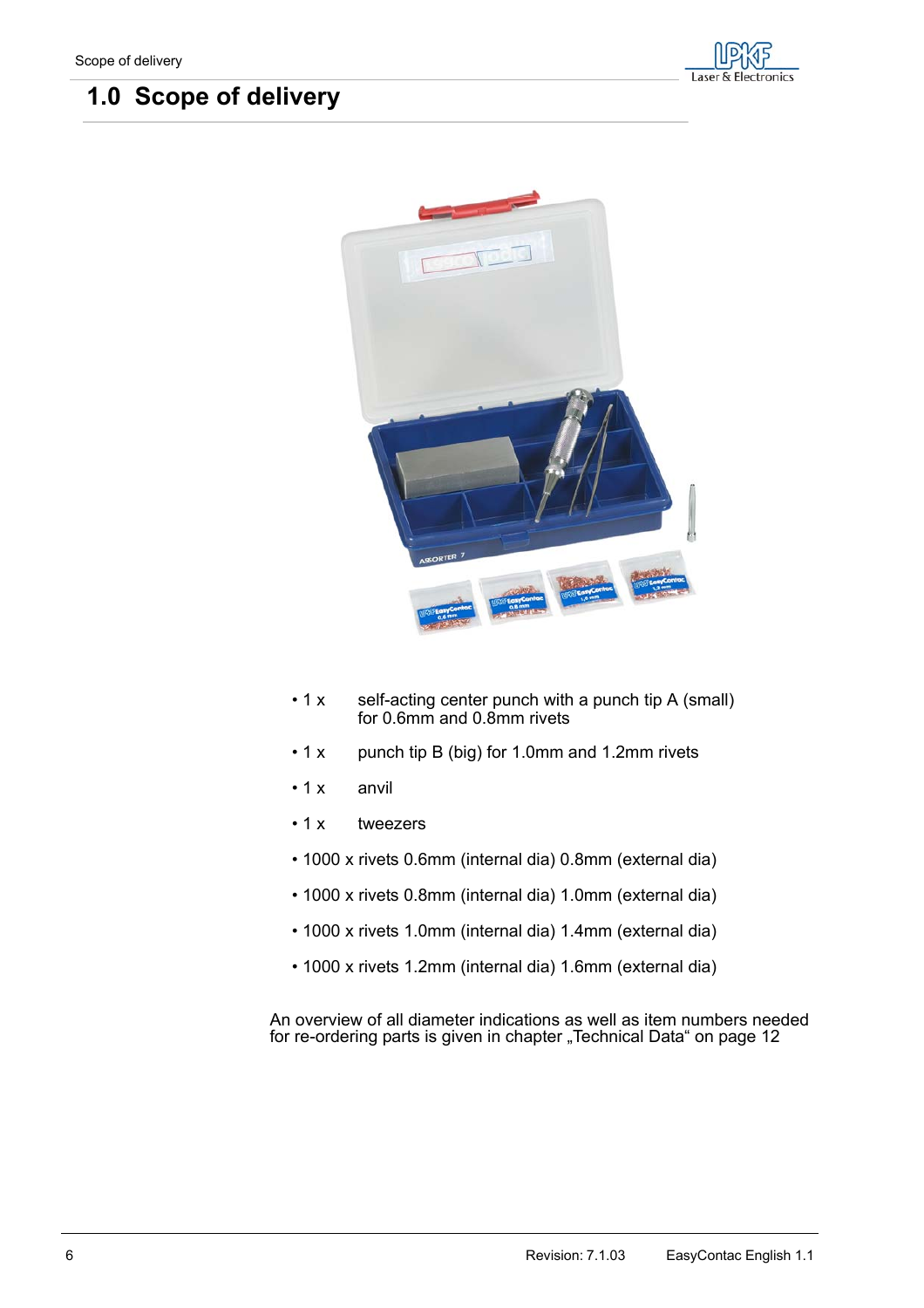# 1.0 Scope of delivery

- 1 x self-acting center punch with a punch tip A (small) for 0.6mm and 0.8mm rivets
- 1 x punch tip B (big) for 1.0mm and 1.2mm rivets
- 1 x anvil
- 1 x tweezers
- 1000 x rivets 0.6mm (internal dia) 0.8mm (external dia)
- 1000 x rivets 0.8mm (internal dia) 1.0mm (external dia)
- 1000 x rivets 1.0mm (internal dia) 1.4mm (external dia)
- 1000 x rivets 1.2mm (internal dia) 1.6mm (external dia)

An overview of all diameter indications as well as item numbers needed for re-ordering parts is given in chapter „Technical Data“ on page 12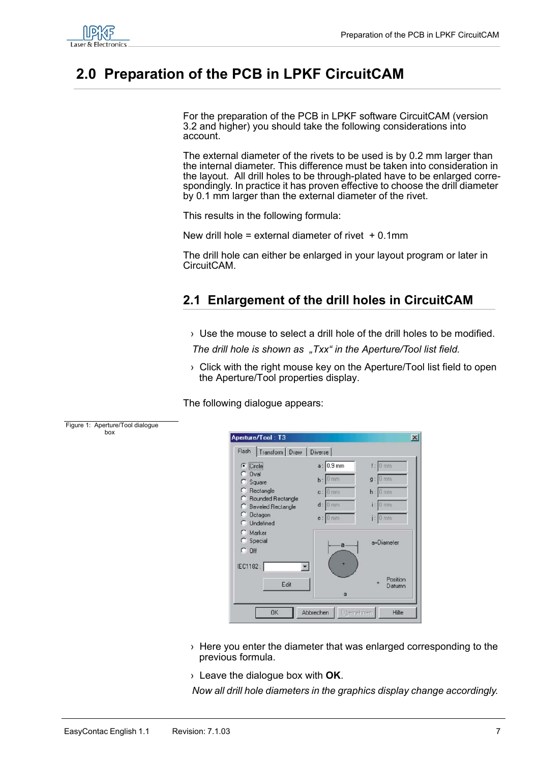# 2.0 Preparation of the PCB in LPKF CircuitCAM

For the preparation of the PCB in LPKF software CircuitCAM (version 3.2 and higher) you should take the following considerations into account.

The external diameter of the rivets to be used is by 0.2 mm larger than the internal diameter. This difference must be taken into consideration in the layout. All drill holes to be through-plated have to be enlarged correspondingly. In practice it has proven effective to choose the drill diameter by 0.1 mm larger than the external diameter of the rivet.

This results in the following formula:

New drill hole = external diameter of rivet + 0.1mm

The drill hole can either be enlarged in your layout program or later in CircuitCAM.

## 2.1 Enlargement of the drill holes in CircuitCAM

› Use the mouse to select a drill hole of the drill holes to be modified.

*The drill hole is shown as „Txx“ in the Aperture/Tool list field.*

› Click with the right mouse key on the Aperture/Tool list field to open the Aperture/Tool properties display.

The following dialogue appears:

Figure 1: Aperture/Tool dialogue box

› Here you enter the diameter that was enlarged corresponding to the previous formula.

› Leave the dialogue box with **OK**.

*Now all drill hole diameters in the graphics display change accordingly.*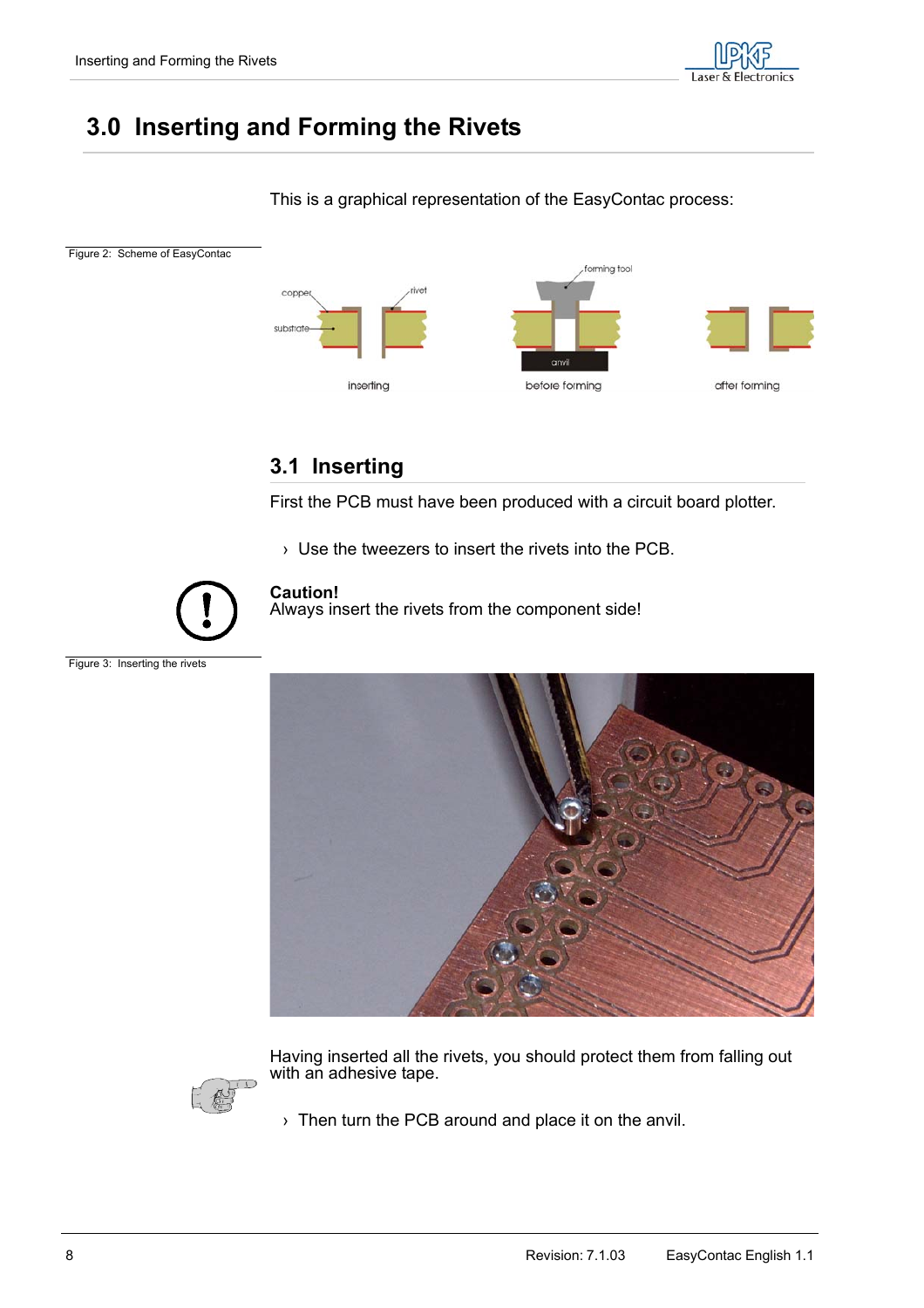# 3.0 Inserting and Forming the Rivets

This is a graphical representation of the EasyContac process:

Figure 2: Scheme of EasyContac

copper, rivet, substrate, forming tool, anvil

inserting — before forming — after forming

## 3.1 Inserting

First the PCB must have been produced with a circuit board plotter.

› Use the tweezers to insert the rivets into the PCB.

**Caution!**
Always insert the rivets from the component side!

Figure 3: Inserting the rivets

Having inserted all the rivets, you should protect them from falling out with an adhesive tape.

› Then turn the PCB around and place it on the anvil.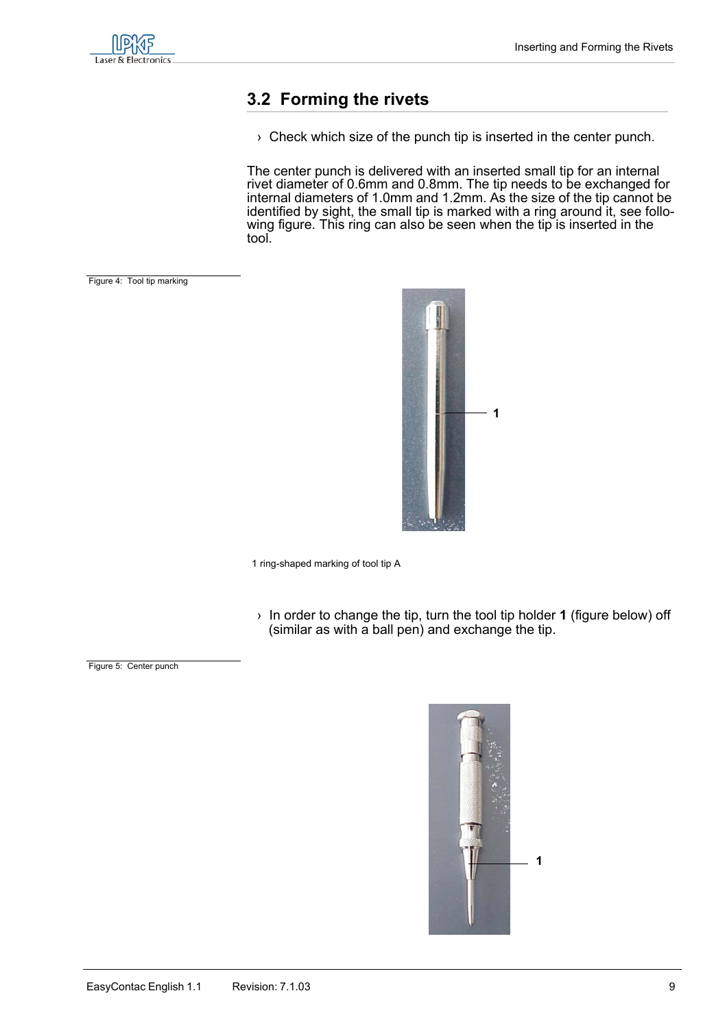## 3.2 Forming the rivets

› Check which size of the punch tip is inserted in the center punch.

The center punch is delivered with an inserted small tip for an internal rivet diameter of 0.6mm and 0.8mm. The tip needs to be exchanged for internal diameters of 1.0mm and 1.2mm. As the size of the tip cannot be identified by sight, the small tip is marked with a ring around it, see following figure. This ring can also be seen when the tip is inserted in the tool.

Figure 4: Tool tip marking

1 ring-shaped marking of tool tip A

› In order to change the tip, turn the tool tip holder **1** (figure below) off (similar as with a ball pen) and exchange the tip.

Figure 5: Center punch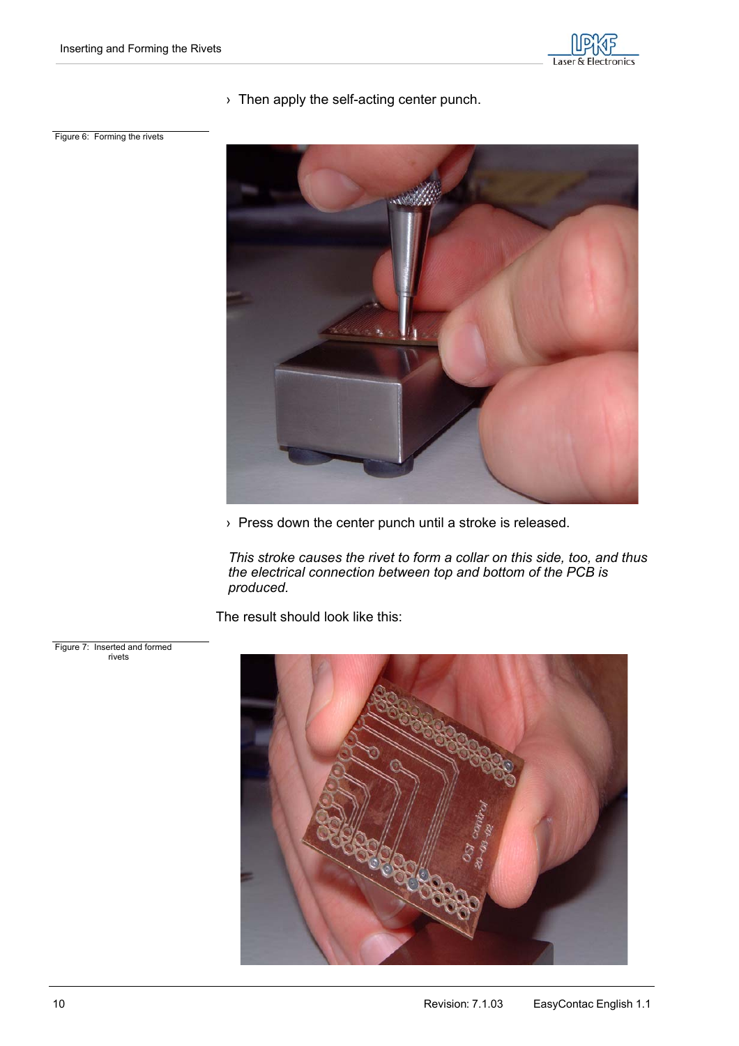› Then apply the self-acting center punch.

Figure 6: Forming the rivets

› Press down the center punch until a stroke is released.

*This stroke causes the rivet to form a collar on this side, too, and thus the electrical connection between top and bottom of the PCB is produced.*

The result should look like this:

Figure 7: Inserted and formed rivets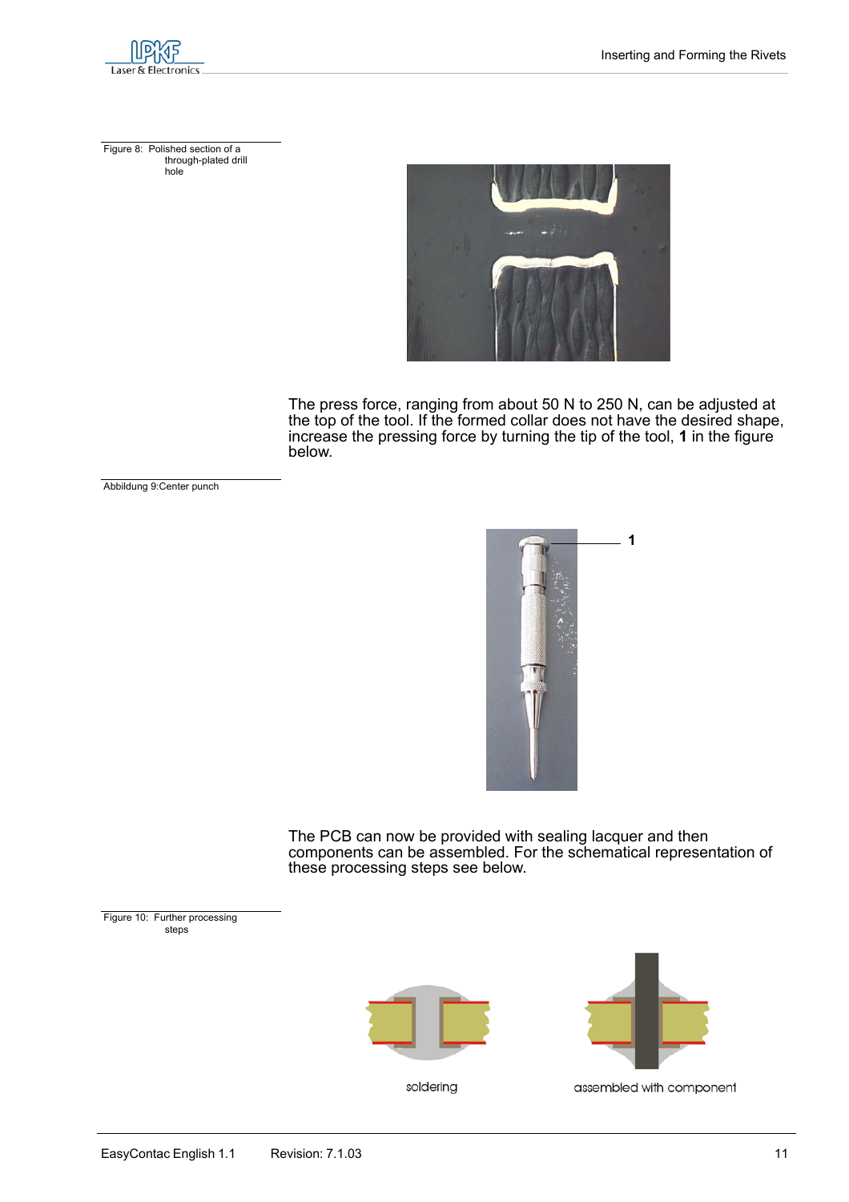Figure 8: Polished section of a through-plated drill hole

The press force, ranging from about 50 N to 250 N, can be adjusted at the top of the tool. If the formed collar does not have the desired shape, increase the pressing force by turning the tip of the tool, **1** in the figure below.

Abbildung 9:Center punch

1

The PCB can now be provided with sealing lacquer and then components can be assembled. For the schematical representation of these processing steps see below.

Figure 10: Further processing steps

soldering

assembled with component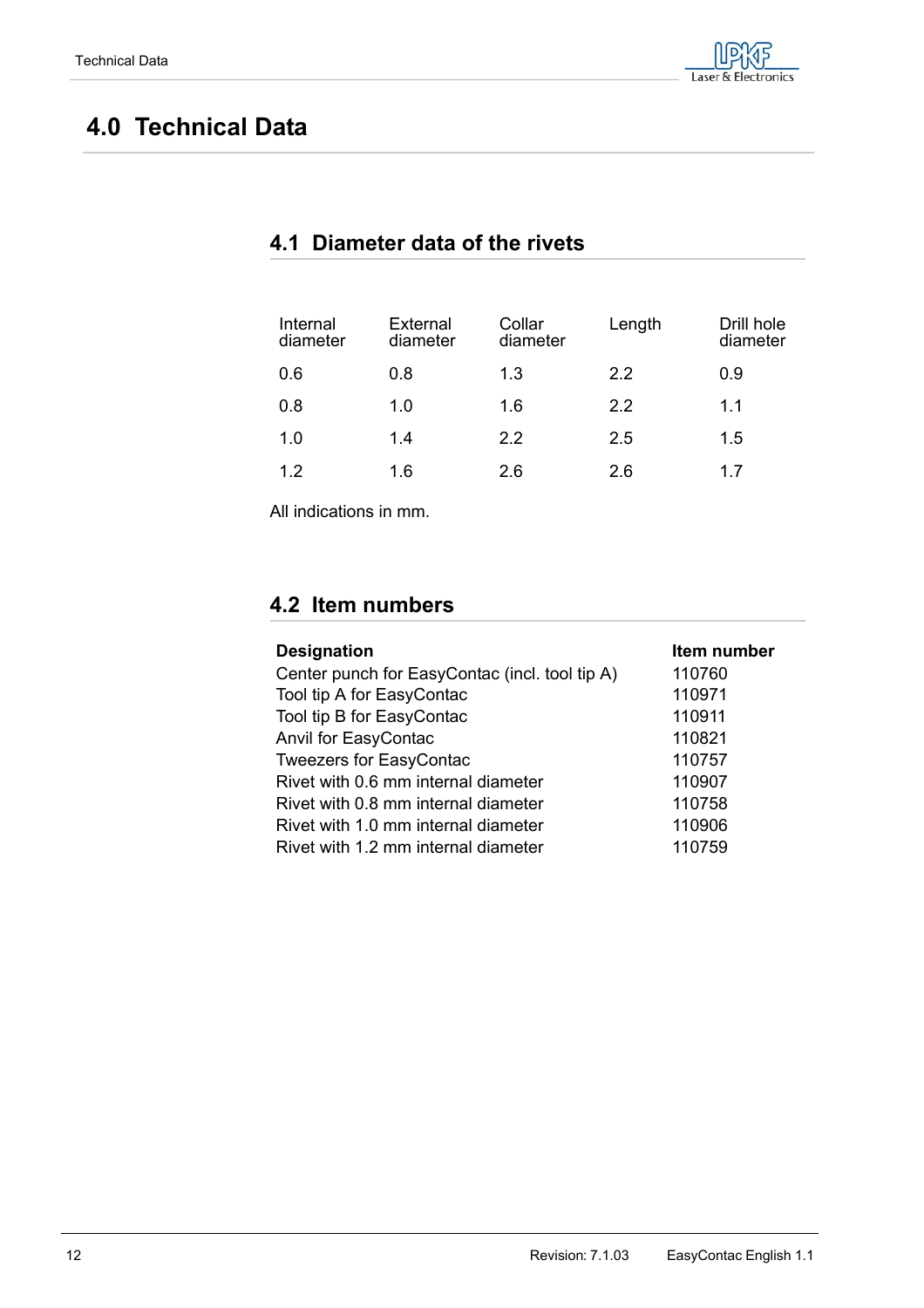# 4.0 Technical Data

## 4.1 Diameter data of the rivets

| Internal diameter | External diameter | Collar diameter | Length | Drill hole diameter |
|---|---|---|---|---|
| 0.6 | 0.8 | 1.3 | 2.2 | 0.9 |
| 0.8 | 1.0 | 1.6 | 2.2 | 1.1 |
| 1.0 | 1.4 | 2.2 | 2.5 | 1.5 |
| 1.2 | 1.6 | 2.6 | 2.6 | 1.7 |

All indications in mm.

## 4.2 Item numbers

| **Designation** | **Item number** |
|---|---|
| Center punch for EasyContac (incl. tool tip A) | 110760 |
| Tool tip A for EasyContac | 110971 |
| Tool tip B for EasyContac | 110911 |
| Anvil for EasyContac | 110821 |
| Tweezers for EasyContac | 110757 |
| Rivet with 0.6 mm internal diameter | 110907 |
| Rivet with 0.8 mm internal diameter | 110758 |
| Rivet with 1.0 mm internal diameter | 110906 |
| Rivet with 1.2 mm internal diameter | 110759 |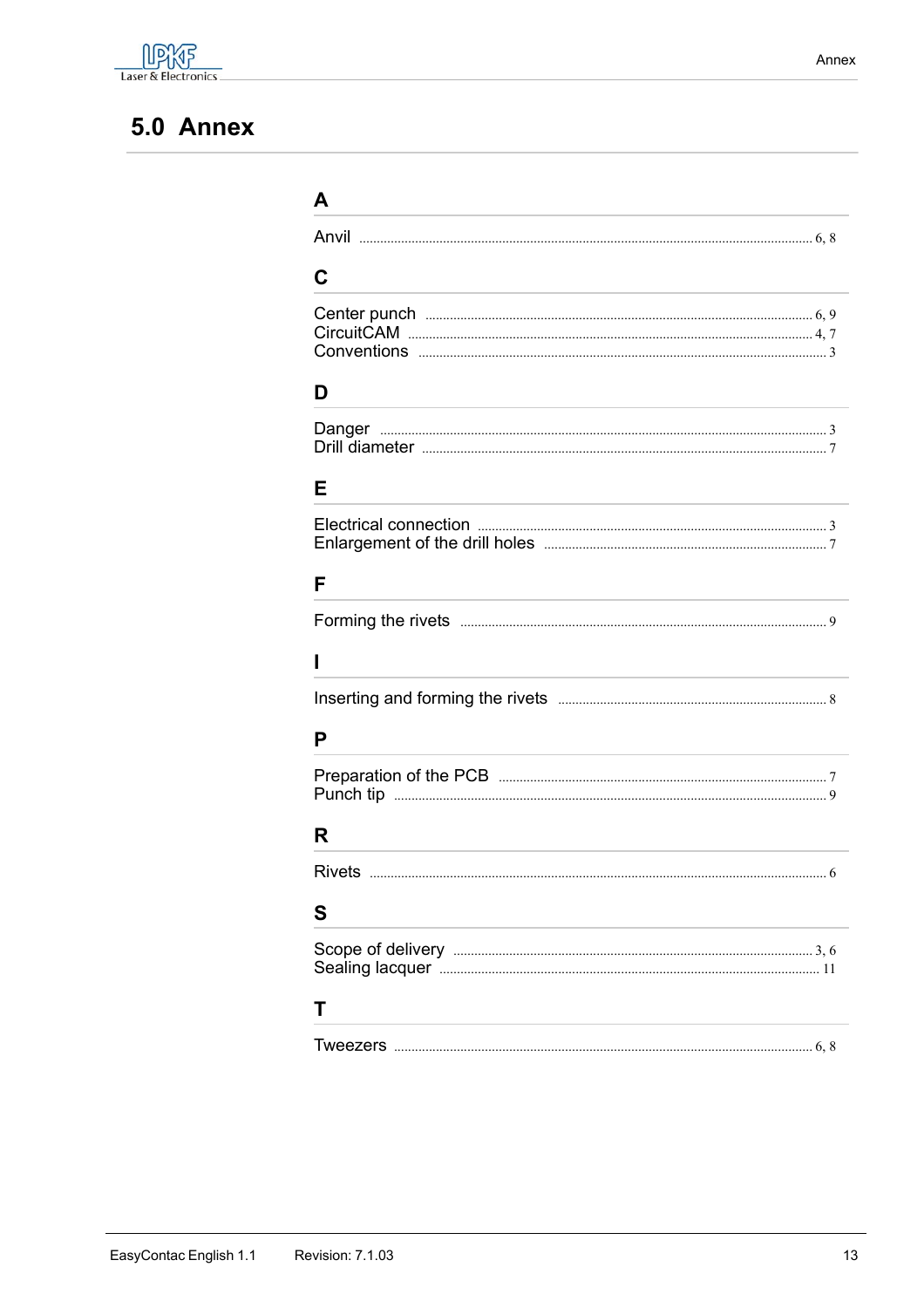# 5.0 Annex

## A

Anvil ........ 6, 8

## C

Center punch ........ 6, 9
CircuitCAM ........ 4, 7
Conventions ........ 3

## D

Danger ........ 3
Drill diameter ........ 7

## E

Electrical connection ........ 3
Enlargement of the drill holes ........ 7

## F

Forming the rivets ........ 9

## I

Inserting and forming the rivets ........ 8

## P

Preparation of the PCB ........ 7
Punch tip ........ 9

## R

Rivets ........ 6

## S

Scope of delivery ........ 3, 6
Sealing lacquer ........ 11

## T

Tweezers ........ 6, 8